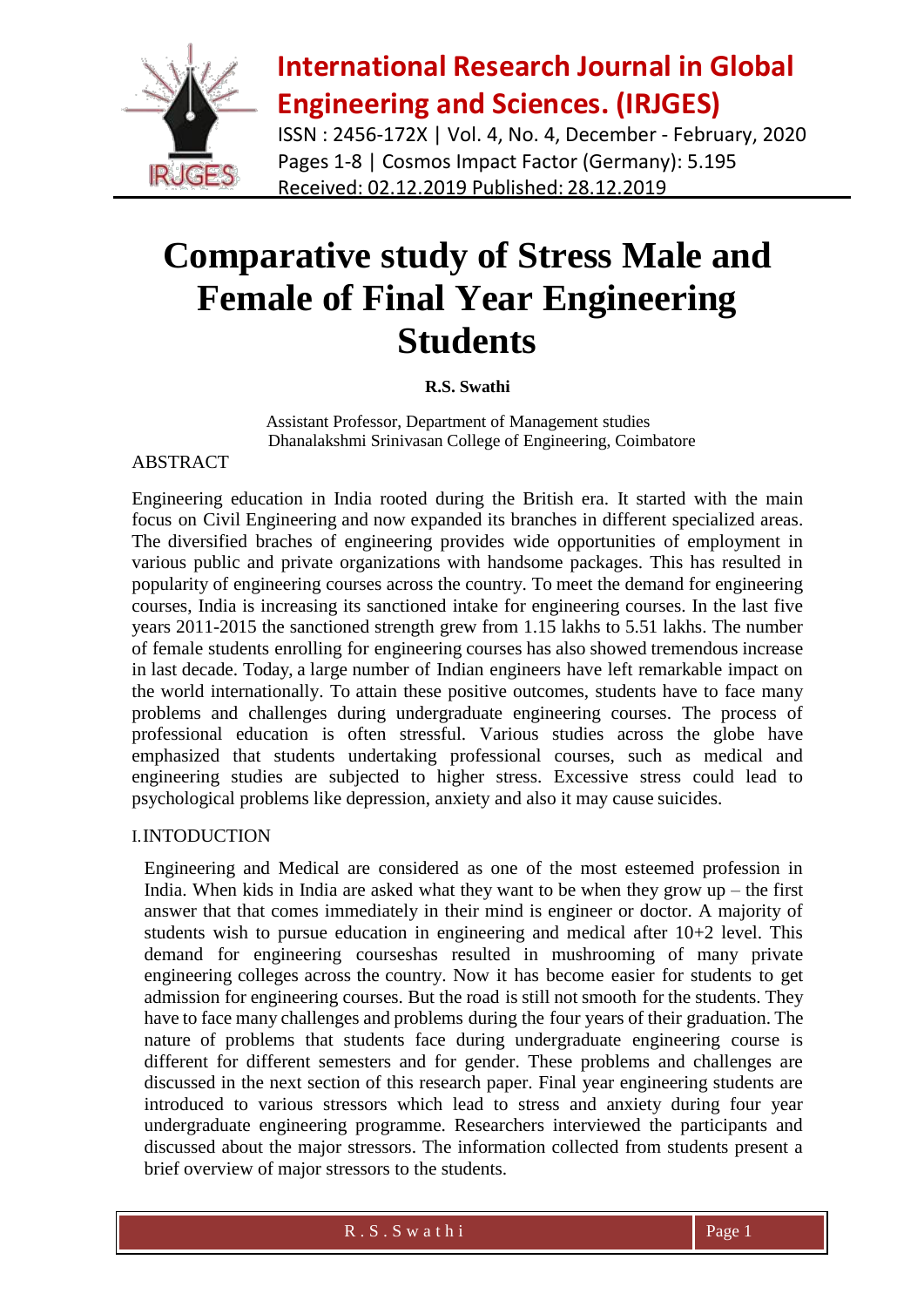# Comparative study of Stress Male and Female of Final Year Engineering Students

**R.S. Swathi**

Assistant Professor, Department of Management studies
Dhanalakshmi Srinivasan College of Engineering, Coimbatore

## ABSTRACT

Engineering education in India rooted during the British era. It started with the main focus on Civil Engineering and now expanded its branches in different specialized areas. The diversified braches of engineering provides wide opportunities of employment in various public and private organizations with handsome packages. This has resulted in popularity of engineering courses across the country. To meet the demand for engineering courses, India is increasing its sanctioned intake for engineering courses. In the last five years 2011-2015 the sanctioned strength grew from 1.15 lakhs to 5.51 lakhs. The number of female students enrolling for engineering courses has also showed tremendous increase in last decade. Today, a large number of Indian engineers have left remarkable impact on the world internationally. To attain these positive outcomes, students have to face many problems and challenges during undergraduate engineering courses. The process of professional education is often stressful. Various studies across the globe have emphasized that students undertaking professional courses, such as medical and engineering studies are subjected to higher stress. Excessive stress could lead to psychological problems like depression, anxiety and also it may cause suicides.

## I. INTODUCTION

Engineering and Medical are considered as one of the most esteemed profession in India. When kids in India are asked what they want to be when they grow up – the first answer that that comes immediately in their mind is engineer or doctor. A majority of students wish to pursue education in engineering and medical after 10+2 level. This demand for engineering courseshas resulted in mushrooming of many private engineering colleges across the country. Now it has become easier for students to get admission for engineering courses. But the road is still not smooth for the students. They have to face many challenges and problems during the four years of their graduation. The nature of problems that students face during undergraduate engineering course is different for different semesters and for gender. These problems and challenges are discussed in the next section of this research paper. Final year engineering students are introduced to various stressors which lead to stress and anxiety during four year undergraduate engineering programme. Researchers interviewed the participants and discussed about the major stressors. The information collected from students present a brief overview of major stressors to the students.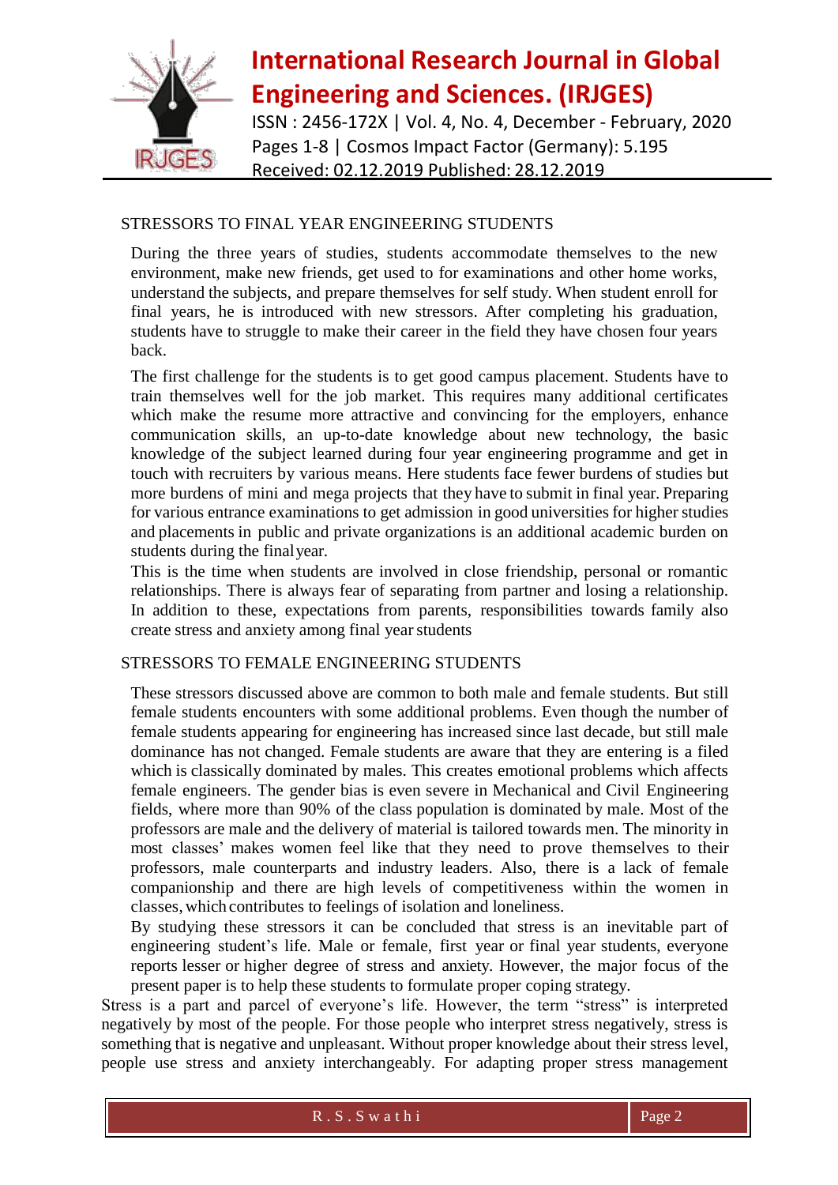## STRESSORS TO FINAL YEAR ENGINEERING STUDENTS

During the three years of studies, students accommodate themselves to the new environment, make new friends, get used to for examinations and other home works, understand the subjects, and prepare themselves for self study. When student enroll for final years, he is introduced with new stressors. After completing his graduation, students have to struggle to make their career in the field they have chosen four years back.

The first challenge for the students is to get good campus placement. Students have to train themselves well for the job market. This requires many additional certificates which make the resume more attractive and convincing for the employers, enhance communication skills, an up-to-date knowledge about new technology, the basic knowledge of the subject learned during four year engineering programme and get in touch with recruiters by various means. Here students face fewer burdens of studies but more burdens of mini and mega projects that they have to submit in final year. Preparing for various entrance examinations to get admission in good universities for higher studies and placements in public and private organizations is an additional academic burden on students during the final year.

This is the time when students are involved in close friendship, personal or romantic relationships. There is always fear of separating from partner and losing a relationship. In addition to these, expectations from parents, responsibilities towards family also create stress and anxiety among final year students

## STRESSORS TO FEMALE ENGINEERING STUDENTS

These stressors discussed above are common to both male and female students. But still female students encounters with some additional problems. Even though the number of female students appearing for engineering has increased since last decade, but still male dominance has not changed. Female students are aware that they are entering is a filed which is classically dominated by males. This creates emotional problems which affects female engineers. The gender bias is even severe in Mechanical and Civil Engineering fields, where more than 90% of the class population is dominated by male. Most of the professors are male and the delivery of material is tailored towards men. The minority in most classes' makes women feel like that they need to prove themselves to their professors, male counterparts and industry leaders. Also, there is a lack of female companionship and there are high levels of competitiveness within the women in classes, which contributes to feelings of isolation and loneliness.

By studying these stressors it can be concluded that stress is an inevitable part of engineering student's life. Male or female, first year or final year students, everyone reports lesser or higher degree of stress and anxiety. However, the major focus of the present paper is to help these students to formulate proper coping strategy.

Stress is a part and parcel of everyone's life. However, the term "stress" is interpreted negatively by most of the people. For those people who interpret stress negatively, stress is something that is negative and unpleasant. Without proper knowledge about their stress level, people use stress and anxiety interchangeably. For adapting proper stress management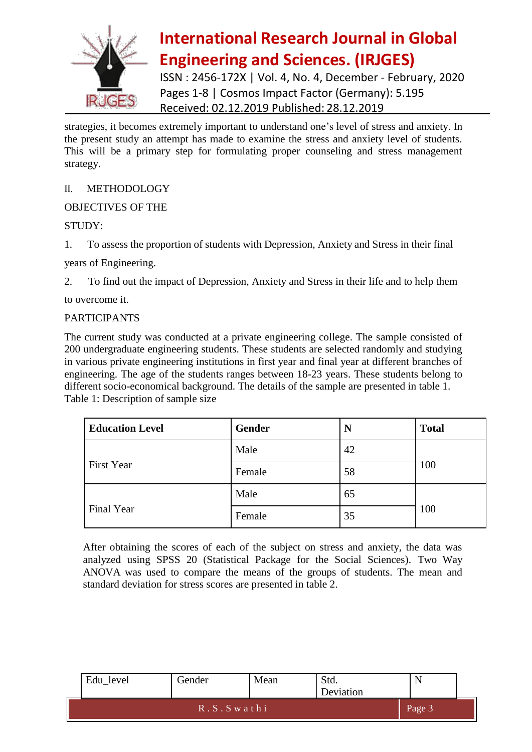strategies, it becomes extremely important to understand one's level of stress and anxiety. In the present study an attempt has made to examine the stress and anxiety level of students. This will be a primary step for formulating proper counseling and stress management strategy.

## II. METHODOLOGY

OBJECTIVES OF THE

STUDY:

1. To assess the proportion of students with Depression, Anxiety and Stress in their final years of Engineering.
2. To find out the impact of Depression, Anxiety and Stress in their life and to help them to overcome it.

PARTICIPANTS

The current study was conducted at a private engineering college. The sample consisted of 200 undergraduate engineering students. These students are selected randomly and studying in various private engineering institutions in first year and final year at different branches of engineering. The age of the students ranges between 18-23 years. These students belong to different socio-economical background. The details of the sample are presented in table 1.

Table 1: Description of sample size

| **Education Level** | **Gender** | **N** | **Total** |
|---|---|---|---|
| First Year | Male | 42 | 100 |
| | Female | 58 | |
| Final Year | Male | 65 | 100 |
| | Female | 35 | |

After obtaining the scores of each of the subject on stress and anxiety, the data was analyzed using SPSS 20 (Statistical Package for the Social Sciences). Two Way ANOVA was used to compare the means of the groups of students. The mean and standard deviation for stress scores are presented in table 2.

| Edu_level | Gender | Mean | Std. Deviation | N |
|---|---|---|---|---|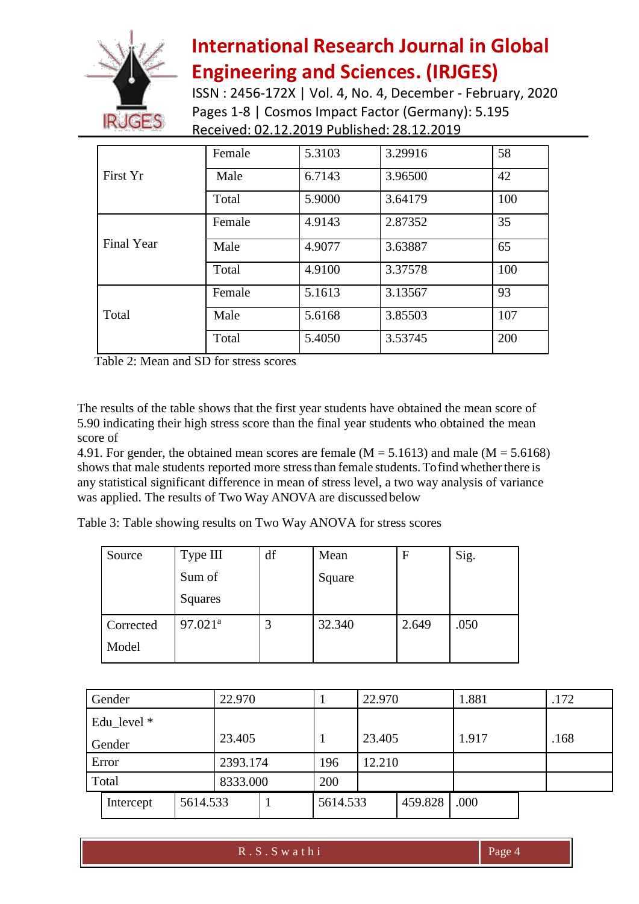| | | | | |
|---|---|---|---|---|
| First Yr | Female | 5.3103 | 3.29916 | 58 |
| | Male | 6.7143 | 3.96500 | 42 |
| | Total | 5.9000 | 3.64179 | 100 |
| Final Year | Female | 4.9143 | 2.87352 | 35 |
| | Male | 4.9077 | 3.63887 | 65 |
| | Total | 4.9100 | 3.37578 | 100 |
| Total | Female | 5.1613 | 3.13567 | 93 |
| | Male | 5.6168 | 3.85503 | 107 |
| | Total | 5.4050 | 3.53745 | 200 |

Table 2: Mean and SD for stress scores

The results of the table shows that the first year students have obtained the mean score of 5.90 indicating their high stress score than the final year students who obtained the mean score of 4.91. For gender, the obtained mean scores are female (M = 5.1613) and male (M = 5.6168) shows that male students reported more stress than female students. To find whether there is any statistical significant difference in mean of stress level, a two way analysis of variance was applied. The results of Two Way ANOVA are discussed below

Table 3: Table showing results on Two Way ANOVA for stress scores

| Source | Type III Sum of Squares | df | Mean Square | F | Sig. |
|---|---|---|---|---|---|
| Corrected Model | 97.021[a] | 3 | 32.340 | 2.649 | .050 |
| Gender | 22.970 | 1 | 22.970 | 1.881 | .172 |
| Edu_level * Gender | 23.405 | 1 | 23.405 | 1.917 | .168 |
| Error | 2393.174 | 196 | 12.210 | | |
| Total | 8333.000 | 200 | | | |
| Intercept | 5614.533 | 1 | 5614.533 | 459.828 | .000 |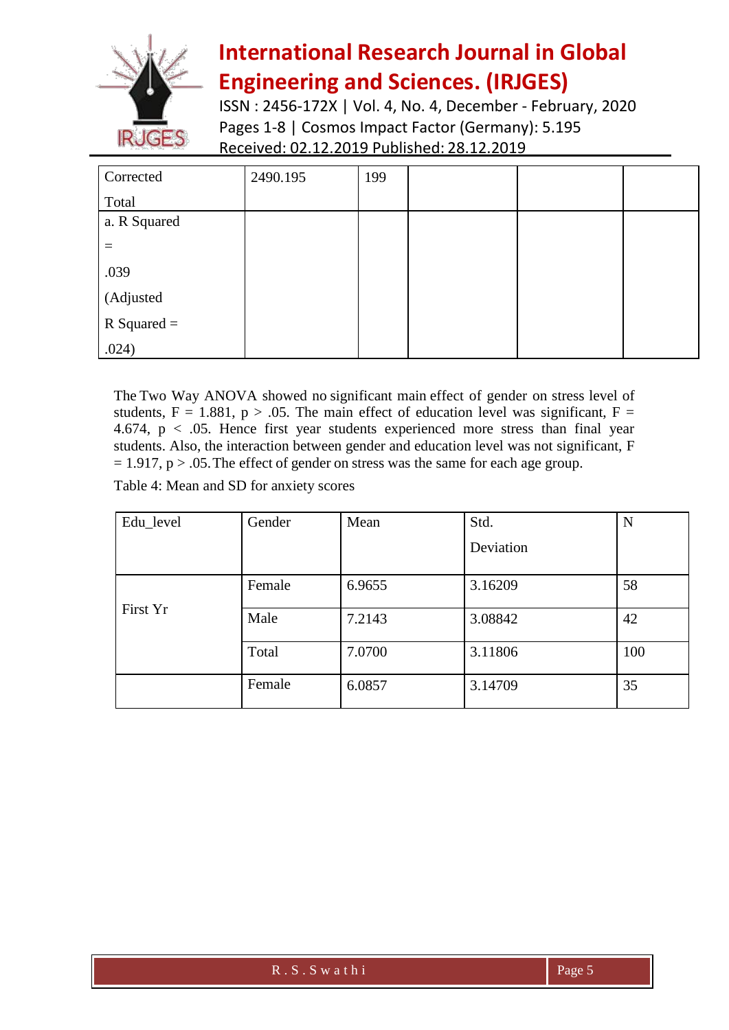| Corrected Total | 2490.195 | 199 | | | |
|---|---|---|---|---|---|
| a. R Squared = .039 (Adjusted R Squared = .024) | | | | | |

The Two Way ANOVA showed no significant main effect of gender on stress level of students, $F = 1.881$, $p > .05$. The main effect of education level was significant, $F = 4.674$, $p < .05$. Hence first year students experienced more stress than final year students. Also, the interaction between gender and education level was not significant, $F = 1.917$, $p > .05$. The effect of gender on stress was the same for each age group.

Table 4: Mean and SD for anxiety scores

| Edu_level | Gender | Mean | Std. Deviation | N |
|---|---|---|---|---|
| First Yr | Female | 6.9655 | 3.16209 | 58 |
| | Male | 7.2143 | 3.08842 | 42 |
| | Total | 7.0700 | 3.11806 | 100 |
| | Female | 6.0857 | 3.14709 | 35 |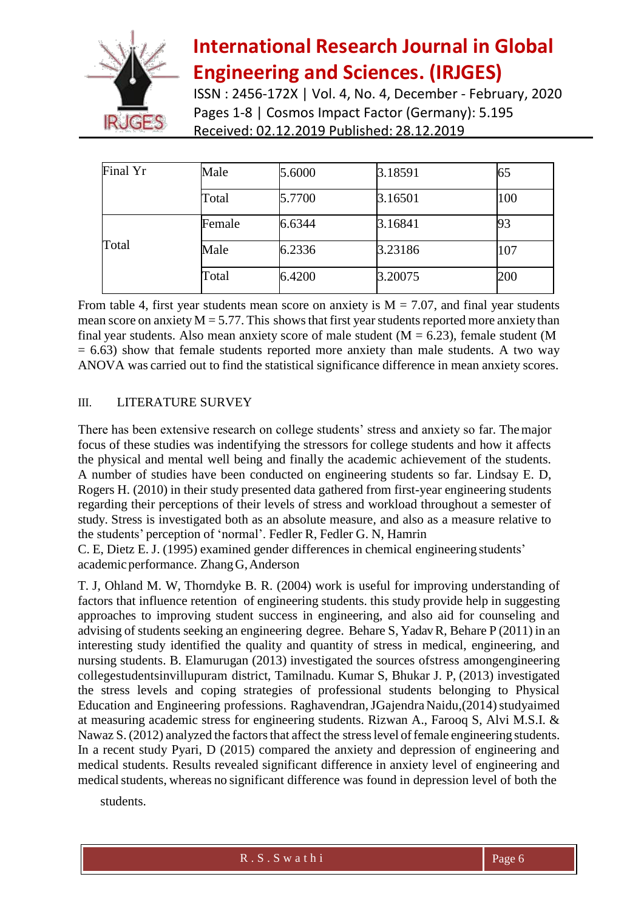| Final Yr | Male | 5.6000 | 3.18591 | 65 |
|---|---|---|---|---|
| | Total | 5.7700 | 3.16501 | 100 |
| Total | Female | 6.6344 | 3.16841 | 93 |
| | Male | 6.2336 | 3.23186 | 107 |
| | Total | 6.4200 | 3.20075 | 200 |

From table 4, first year students mean score on anxiety is M = 7.07, and final year students mean score on anxiety M = 5.77. This shows that first year students reported more anxiety than final year students. Also mean anxiety score of male student (M = 6.23), female student (M = 6.63) show that female students reported more anxiety than male students. A two way ANOVA was carried out to find the statistical significance difference in mean anxiety scores.

## III. LITERATURE SURVEY

There has been extensive research on college students' stress and anxiety so far. The major focus of these studies was indentifying the stressors for college students and how it affects the physical and mental well being and finally the academic achievement of the students. A number of studies have been conducted on engineering students so far. Lindsay E. D, Rogers H. (2010) in their study presented data gathered from first-year engineering students regarding their perceptions of their levels of stress and workload throughout a semester of study. Stress is investigated both as an absolute measure, and also as a measure relative to the students' perception of 'normal'. Fedler R, Fedler G. N, Hamrin C. E, Dietz E. J. (1995) examined gender differences in chemical engineering students' academic performance. Zhang G, Anderson T. J, Ohland M. W, Thorndyke B. R. (2004) work is useful for improving understanding of factors that influence retention of engineering students. this study provide help in suggesting approaches to improving student success in engineering, and also aid for counseling and advising of students seeking an engineering degree. Behare S, Yadav R, Behare P (2011) in an interesting study identified the quality and quantity of stress in medical, engineering, and nursing students. B. Elamurugan (2013) investigated the sources ofstress amongengineering collegestudentsinvillupuram district, Tamilnadu. Kumar S, Bhukar J. P, (2013) investigated the stress levels and coping strategies of professional students belonging to Physical Education and Engineering professions. Raghavendran, JGajendra Naidu,(2014) studyaimed at measuring academic stress for engineering students. Rizwan A., Farooq S, Alvi M.S.I. & Nawaz S. (2012) analyzed the factors that affect the stress level of female engineering students. In a recent study Pyari, D (2015) compared the anxiety and depression of engineering and medical students. Results revealed significant difference in anxiety level of engineering and medical students, whereas no significant difference was found in depression level of both the students.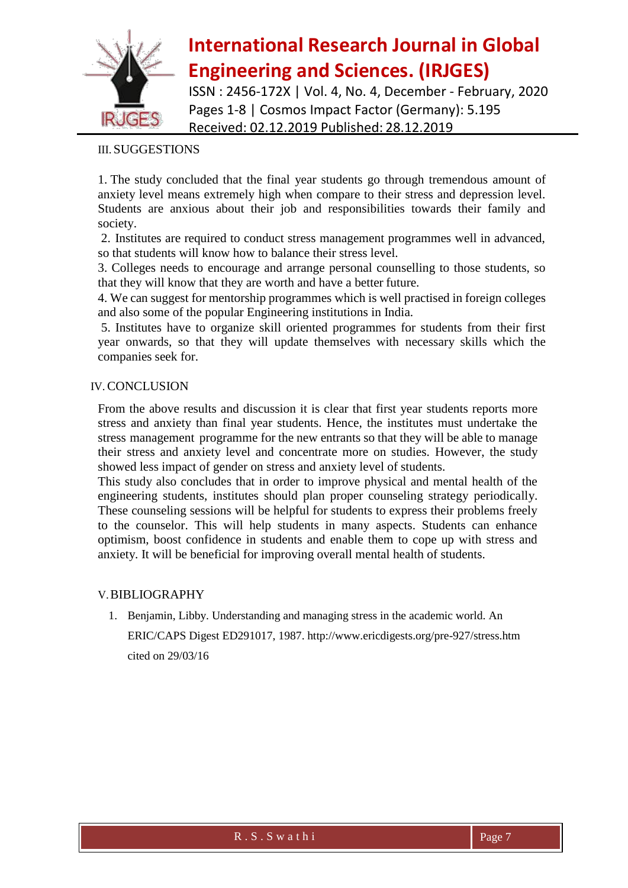## III. SUGGESTIONS

1. The study concluded that the final year students go through tremendous amount of anxiety level means extremely high when compare to their stress and depression level. Students are anxious about their job and responsibilities towards their family and society.
2. Institutes are required to conduct stress management programmes well in advanced, so that students will know how to balance their stress level.
3. Colleges needs to encourage and arrange personal counselling to those students, so that they will know that they are worth and have a better future.
4. We can suggest for mentorship programmes which is well practised in foreign colleges and also some of the popular Engineering institutions in India.
5. Institutes have to organize skill oriented programmes for students from their first year onwards, so that they will update themselves with necessary skills which the companies seek for.

## IV. CONCLUSION

From the above results and discussion it is clear that first year students reports more stress and anxiety than final year students. Hence, the institutes must undertake the stress management programme for the new entrants so that they will be able to manage their stress and anxiety level and concentrate more on studies. However, the study showed less impact of gender on stress and anxiety level of students.

This study also concludes that in order to improve physical and mental health of the engineering students, institutes should plan proper counseling strategy periodically. These counseling sessions will be helpful for students to express their problems freely to the counselor. This will help students in many aspects. Students can enhance optimism, boost confidence in students and enable them to cope up with stress and anxiety. It will be beneficial for improving overall mental health of students.

## V. BIBLIOGRAPHY

1. Benjamin, Libby. Understanding and managing stress in the academic world. An ERIC/CAPS Digest ED291017, 1987. http://www.ericdigests.org/pre-927/stress.htm cited on 29/03/16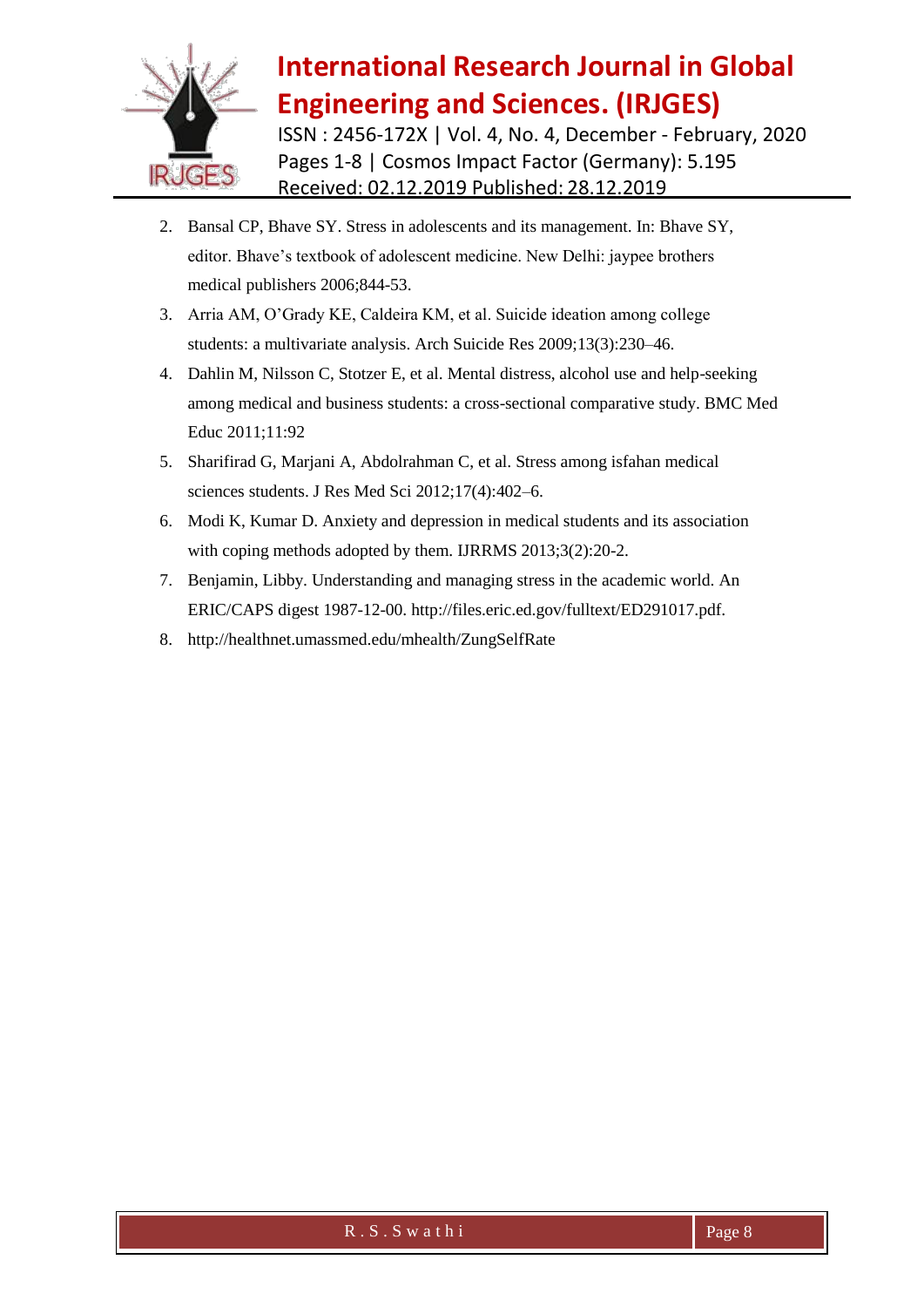2. Bansal CP, Bhave SY. Stress in adolescents and its management. In: Bhave SY, editor. Bhave's textbook of adolescent medicine. New Delhi: jaypee brothers medical publishers 2006;844-53.
3. Arria AM, O'Grady KE, Caldeira KM, et al. Suicide ideation among college students: a multivariate analysis. Arch Suicide Res 2009;13(3):230–46.
4. Dahlin M, Nilsson C, Stotzer E, et al. Mental distress, alcohol use and help-seeking among medical and business students: a cross-sectional comparative study. BMC Med Educ 2011;11:92
5. Sharifirad G, Marjani A, Abdolrahman C, et al. Stress among isfahan medical sciences students. J Res Med Sci 2012;17(4):402–6.
6. Modi K, Kumar D. Anxiety and depression in medical students and its association with coping methods adopted by them. IJRRMS 2013;3(2):20-2.
7. Benjamin, Libby. Understanding and managing stress in the academic world. An ERIC/CAPS digest 1987-12-00. http://files.eric.ed.gov/fulltext/ED291017.pdf.
8. http://healthnet.umassmed.edu/mhealth/ZungSelfRate